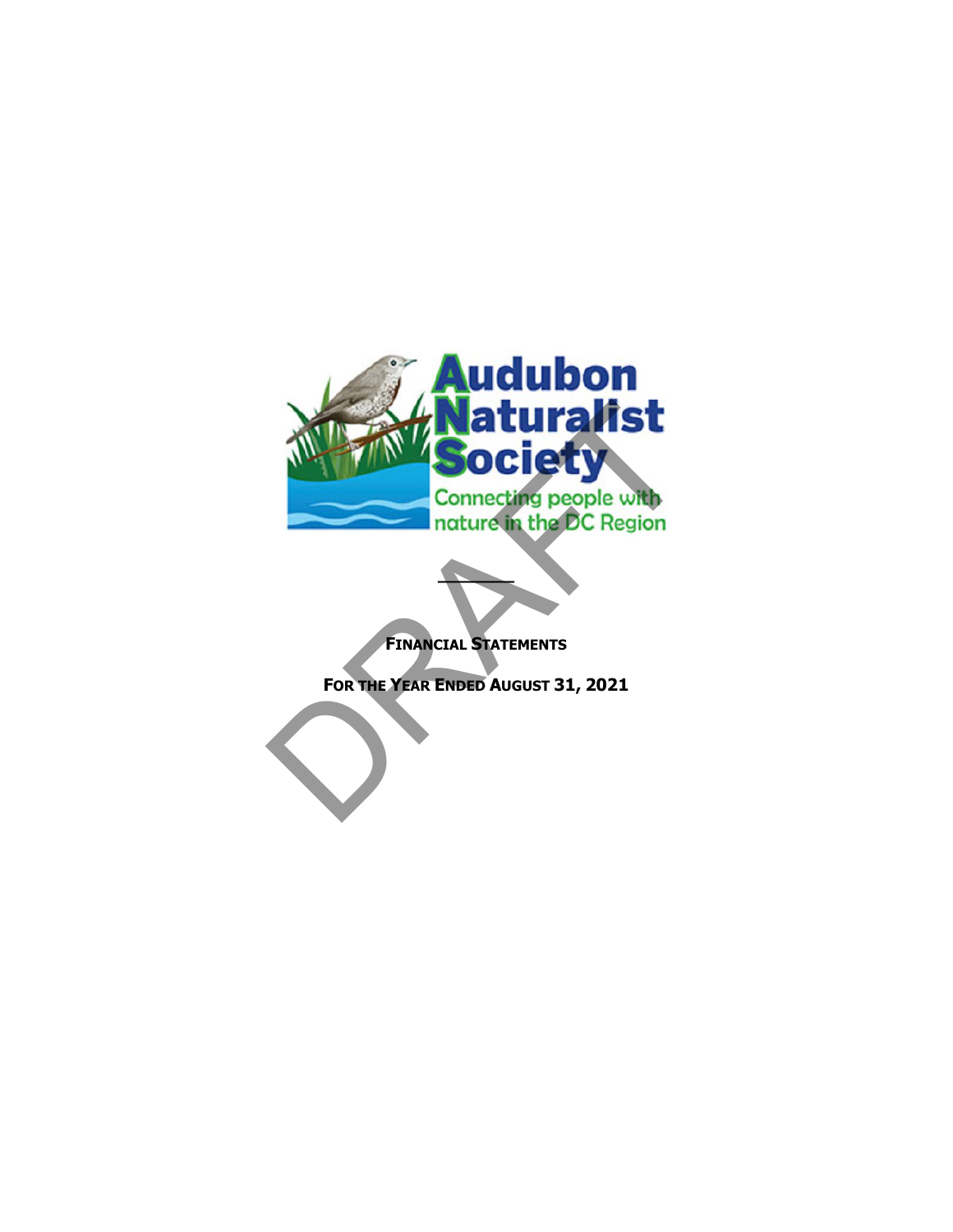Audubon Naturalist Society

Connecting people with nature in the DC Region

DRAFT

**FINANCIAL STATEMENTS**

**FOR THE YEAR ENDED AUGUST 31, 2021**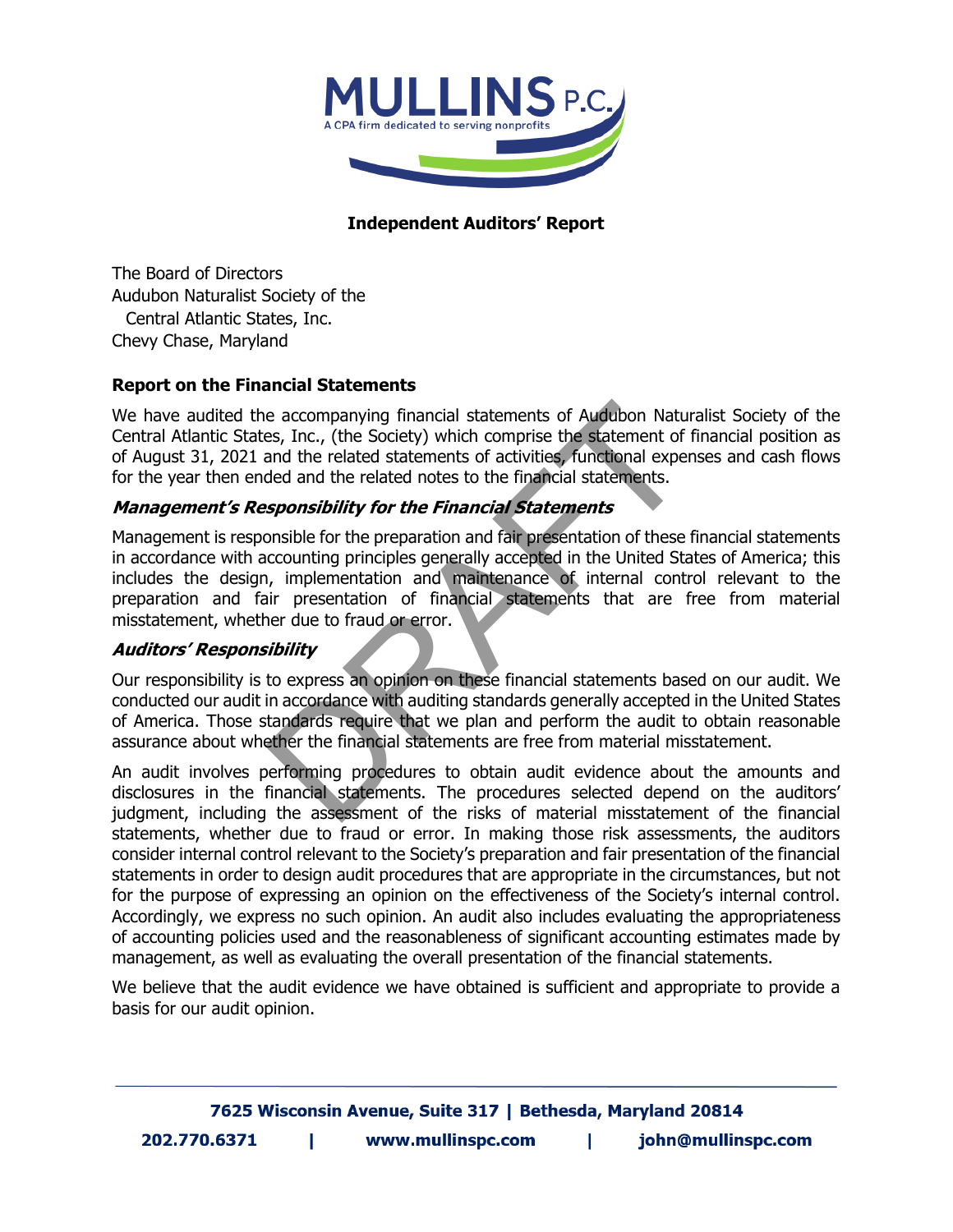MULLINS P.C.
A CPA firm dedicated to serving nonprofits

## Independent Auditors' Report

The Board of Directors
Audubon Naturalist Society of the
Central Atlantic States, Inc.
Chevy Chase, Maryland

### Report on the Financial Statements

We have audited the accompanying financial statements of Audubon Naturalist Society of the Central Atlantic States, Inc., (the Society) which comprise the statement of financial position as of August 31, 2021 and the related statements of activities, functional expenses and cash flows for the year then ended and the related notes to the financial statements.

#### *Management's Responsibility for the Financial Statements*

Management is responsible for the preparation and fair presentation of these financial statements in accordance with accounting principles generally accepted in the United States of America; this includes the design, implementation and maintenance of internal control relevant to the preparation and fair presentation of financial statements that are free from material misstatement, whether due to fraud or error.

#### *Auditors' Responsibility*

Our responsibility is to express an opinion on these financial statements based on our audit. We conducted our audit in accordance with auditing standards generally accepted in the United States of America. Those standards require that we plan and perform the audit to obtain reasonable assurance about whether the financial statements are free from material misstatement.

An audit involves performing procedures to obtain audit evidence about the amounts and disclosures in the financial statements. The procedures selected depend on the auditors' judgment, including the assessment of the risks of material misstatement of the financial statements, whether due to fraud or error. In making those risk assessments, the auditors consider internal control relevant to the Society's preparation and fair presentation of the financial statements in order to design audit procedures that are appropriate in the circumstances, but not for the purpose of expressing an opinion on the effectiveness of the Society's internal control. Accordingly, we express no such opinion. An audit also includes evaluating the appropriateness of accounting policies used and the reasonableness of significant accounting estimates made by management, as well as evaluating the overall presentation of the financial statements.

We believe that the audit evidence we have obtained is sufficient and appropriate to provide a basis for our audit opinion.

**7625 Wisconsin Avenue, Suite 317 | Bethesda, Maryland 20814**

**202.770.6371 | www.mullinspc.com | john@mullinspc.com**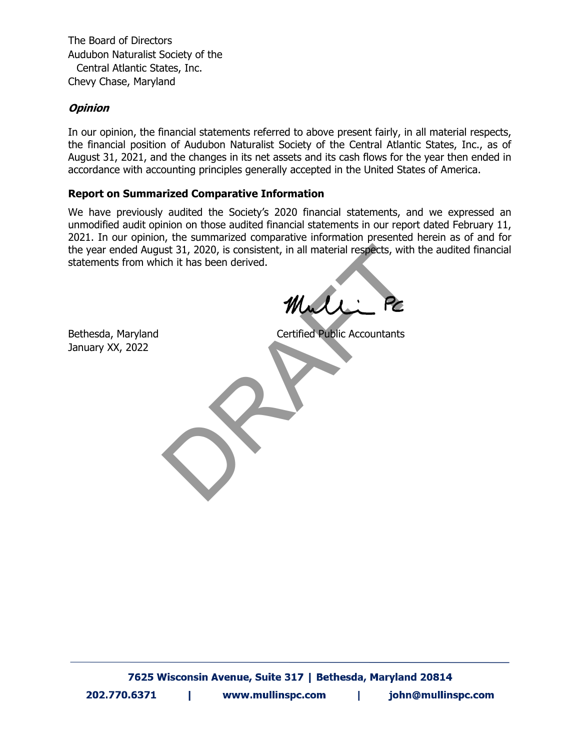The Board of Directors
Audubon Naturalist Society of the
Central Atlantic States, Inc.
Chevy Chase, Maryland

***Opinion***

In our opinion, the financial statements referred to above present fairly, in all material respects, the financial position of Audubon Naturalist Society of the Central Atlantic States, Inc., as of August 31, 2021, and the changes in its net assets and its cash flows for the year then ended in accordance with accounting principles generally accepted in the United States of America.

**Report on Summarized Comparative Information**

We have previously audited the Society's 2020 financial statements, and we expressed an unmodified audit opinion on those audited financial statements in our report dated February 11, 2021. In our opinion, the summarized comparative information presented herein as of and for the year ended August 31, 2020, is consistent, in all material respects, with the audited financial statements from which it has been derived.

Mullins PC

Bethesda, Maryland
January XX, 2022

Certified Public Accountants

DRAFT

7625 Wisconsin Avenue, Suite 317 | Bethesda, Maryland 20814
202.770.6371 | www.mullinspc.com | john@mullinspc.com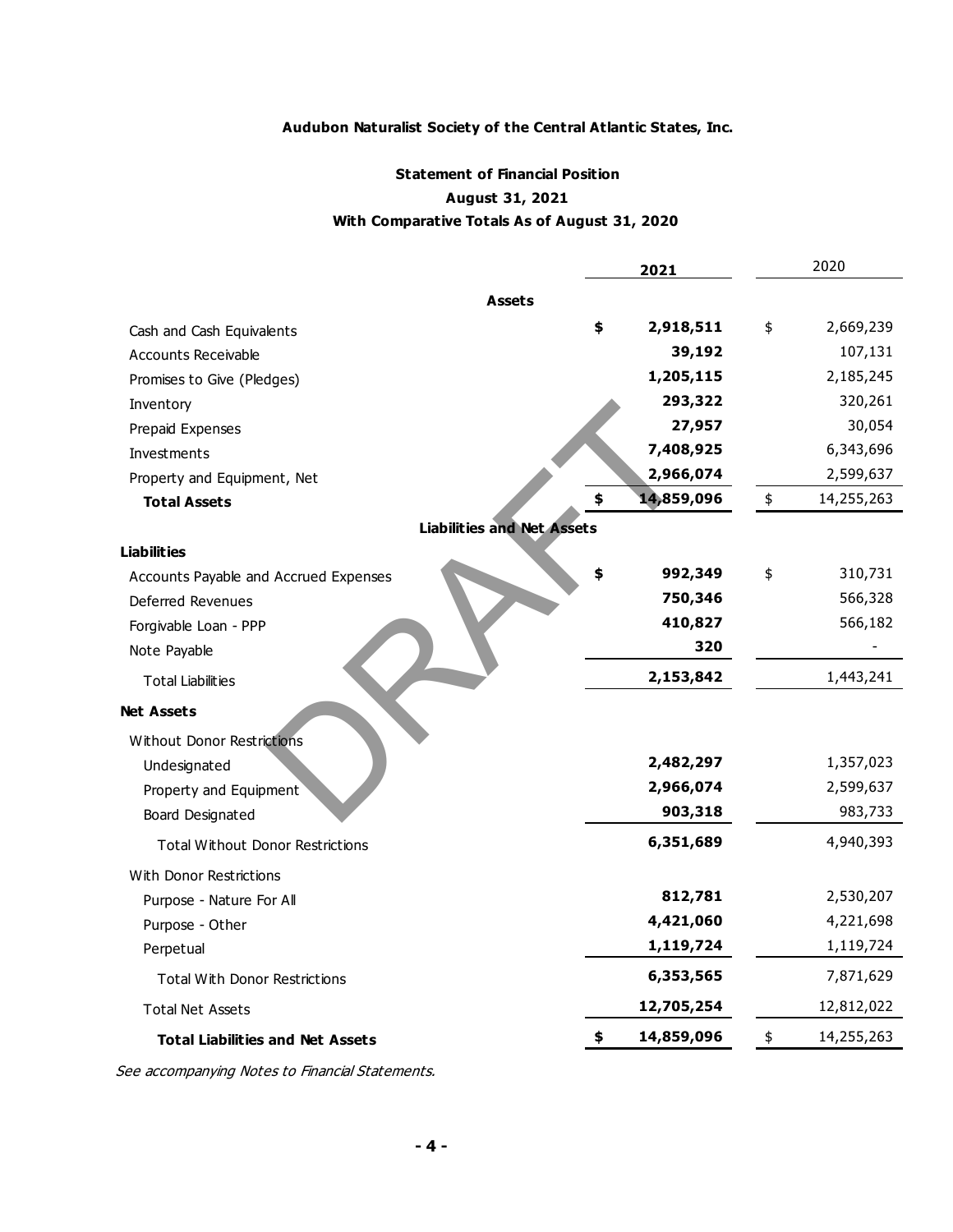**Audubon Naturalist Society of the Central Atlantic States, Inc.**

**Statement of Financial Position**

**August 31, 2021**

**With Comparative Totals As of August 31, 2020**

| | **2021** | 2020 |
|---|---|---|
| **Assets** | | |
| Cash and Cash Equivalents | **$ 2,918,511** | $ 2,669,239 |
| Accounts Receivable | **39,192** | 107,131 |
| Promises to Give (Pledges) | **1,205,115** | 2,185,245 |
| Inventory | **293,322** | 320,261 |
| Prepaid Expenses | **27,957** | 30,054 |
| Investments | **7,408,925** | 6,343,696 |
| Property and Equipment, Net | **2,966,074** | 2,599,637 |
| **Total Assets** | **$ 14,859,096** | $ 14,255,263 |
| **Liabilities and Net Assets** | | |
| **Liabilities** | | |
| Accounts Payable and Accrued Expenses | **$ 992,349** | $ 310,731 |
| Deferred Revenues | **750,346** | 566,328 |
| Forgivable Loan - PPP | **410,827** | 566,182 |
| Note Payable | **320** | - |
| Total Liabilities | **2,153,842** | 1,443,241 |
| **Net Assets** | | |
| Without Donor Restrictions | | |
| Undesignated | **2,482,297** | 1,357,023 |
| Property and Equipment | **2,966,074** | 2,599,637 |
| Board Designated | **903,318** | 983,733 |
| Total Without Donor Restrictions | **6,351,689** | 4,940,393 |
| With Donor Restrictions | | |
| Purpose - Nature For All | **812,781** | 2,530,207 |
| Purpose - Other | **4,421,060** | 4,221,698 |
| Perpetual | **1,119,724** | 1,119,724 |
| Total With Donor Restrictions | **6,353,565** | 7,871,629 |
| Total Net Assets | **12,705,254** | 12,812,022 |
| **Total Liabilities and Net Assets** | **$ 14,859,096** | $ 14,255,263 |

*See accompanying Notes to Financial Statements.*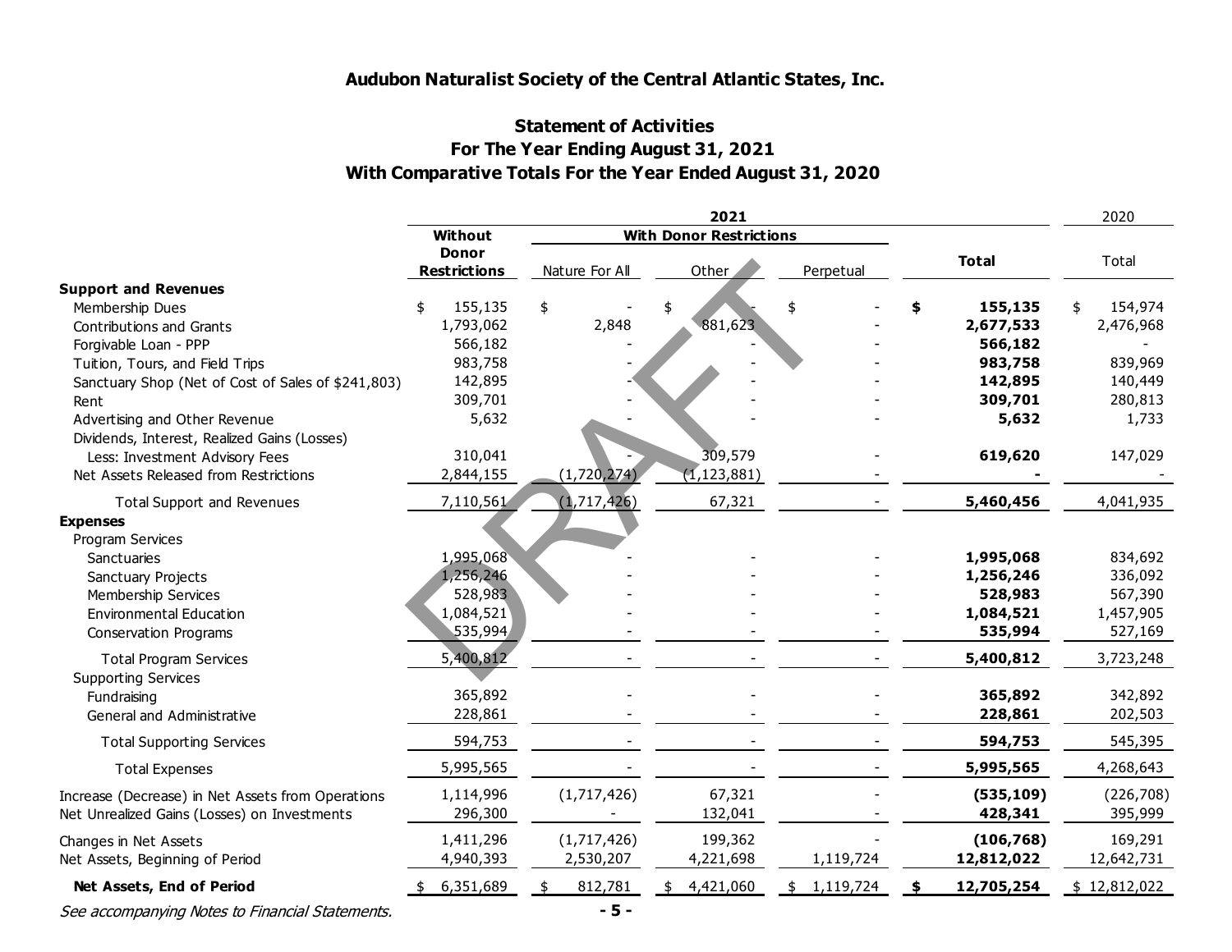**Audubon Naturalist Society of the Central Atlantic States, Inc.**

**Statement of Activities**
**For The Year Ending August 31, 2021**
**With Comparative Totals For the Year Ended August 31, 2020**

| | 2021 | | | | | 2020 |
|---|---|---|---|---|---|---|
| | **Without Donor Restrictions** | **With Donor Restrictions** | | | | |
| | | Nature For All | Other | Perpetual | **Total** | Total |
| **Support and Revenues** | | | | | | |
| Membership Dues | $ 155,135 | $ - | $ - | $ - | **$ 155,135** | $ 154,974 |
| Contributions and Grants | 1,793,062 | 2,848 | 881,623 | - | **2,677,533** | 2,476,968 |
| Forgivable Loan - PPP | 566,182 | - | - | - | **566,182** | - |
| Tuition, Tours, and Field Trips | 983,758 | - | - | - | **983,758** | 839,969 |
| Sanctuary Shop (Net of Cost of Sales of $241,803) | 142,895 | - | - | - | **142,895** | 140,449 |
| Rent | 309,701 | - | - | - | **309,701** | 280,813 |
| Advertising and Other Revenue | 5,632 | - | - | - | **5,632** | 1,733 |
| Dividends, Interest, Realized Gains (Losses) Less: Investment Advisory Fees | 310,041 | - | 309,579 | - | **619,620** | 147,029 |
| Net Assets Released from Restrictions | 2,844,155 | (1,720,274) | (1,123,881) | - | **-** | - |
| Total Support and Revenues | 7,110,561 | (1,717,426) | 67,321 | - | **5,460,456** | 4,041,935 |
| **Expenses** | | | | | | |
| Program Services | | | | | | |
| Sanctuaries | 1,995,068 | - | - | - | **1,995,068** | 834,692 |
| Sanctuary Projects | 1,256,246 | - | - | - | **1,256,246** | 336,092 |
| Membership Services | 528,983 | - | - | - | **528,983** | 567,390 |
| Environmental Education | 1,084,521 | - | - | - | **1,084,521** | 1,457,905 |
| Conservation Programs | 535,994 | - | - | - | **535,994** | 527,169 |
| Total Program Services | 5,400,812 | - | - | - | **5,400,812** | 3,723,248 |
| Supporting Services | | | | | | |
| Fundraising | 365,892 | - | - | - | **365,892** | 342,892 |
| General and Administrative | 228,861 | - | - | - | **228,861** | 202,503 |
| Total Supporting Services | 594,753 | - | - | - | **594,753** | 545,395 |
| Total Expenses | 5,995,565 | - | - | - | **5,995,565** | 4,268,643 |
| Increase (Decrease) in Net Assets from Operations | 1,114,996 | (1,717,426) | 67,321 | - | **(535,109)** | (226,708) |
| Net Unrealized Gains (Losses) on Investments | 296,300 | - | 132,041 | - | **428,341** | 395,999 |
| Changes in Net Assets | 1,411,296 | (1,717,426) | 199,362 | - | **(106,768)** | 169,291 |
| Net Assets, Beginning of Period | 4,940,393 | 2,530,207 | 4,221,698 | 1,119,724 | **12,812,022** | 12,642,731 |
| **Net Assets, End of Period** | $ 6,351,689 | $ 812,781 | $ 4,421,060 | $ 1,119,724 | **$ 12,705,254** | $ 12,812,022 |

*See accompanying Notes to Financial Statements.*

DRAFT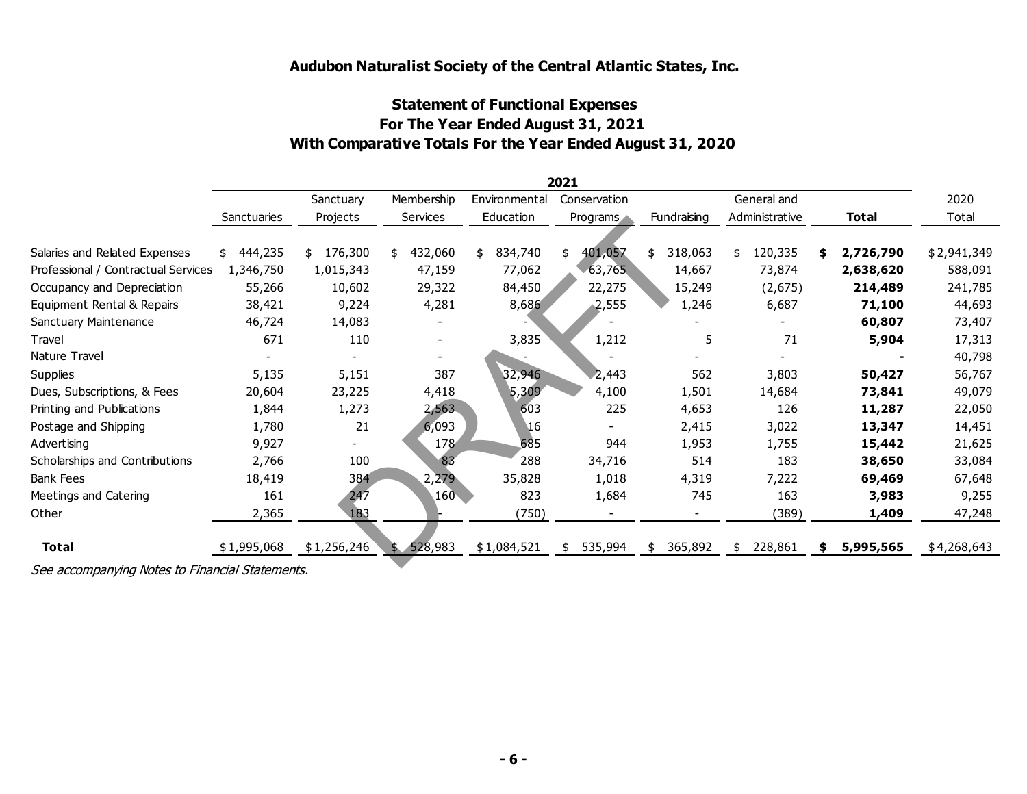## Audubon Naturalist Society of the Central Atlantic States, Inc.

### Statement of Functional Expenses
### For The Year Ended August 31, 2021
### With Comparative Totals For the Year Ended August 31, 2020

| | 2021 | | | | | | | | |
|---|---|---|---|---|---|---|---|---|---|
| | Sanctuaries | Sanctuary Projects | Membership Services | Environmental Education | Conservation Programs | Fundraising | General and Administrative | **Total** | 2020 Total |
| Salaries and Related Expenses | $ 444,235 | $ 176,300 | $ 432,060 | $ 834,740 | $ 401,057 | $ 318,063 | $ 120,335 | **$ 2,726,790** | $ 2,941,349 |
| Professional / Contractual Services | 1,346,750 | 1,015,343 | 47,159 | 77,062 | 63,765 | 14,667 | 73,874 | **2,638,620** | 588,091 |
| Occupancy and Depreciation | 55,266 | 10,602 | 29,322 | 84,450 | 22,275 | 15,249 | (2,675) | **214,489** | 241,785 |
| Equipment Rental & Repairs | 38,421 | 9,224 | 4,281 | 8,686 | 2,555 | 1,246 | 6,687 | **71,100** | 44,693 |
| Sanctuary Maintenance | 46,724 | 14,083 | - | - | - | - | - | **60,807** | 73,407 |
| Travel | 671 | 110 | - | 3,835 | 1,212 | 5 | 71 | **5,904** | 17,313 |
| Nature Travel | - | - | - | - | - | - | - | **-** | 40,798 |
| Supplies | 5,135 | 5,151 | 387 | 32,946 | 2,443 | 562 | 3,803 | **50,427** | 56,767 |
| Dues, Subscriptions, & Fees | 20,604 | 23,225 | 4,418 | 5,309 | 4,100 | 1,501 | 14,684 | **73,841** | 49,079 |
| Printing and Publications | 1,844 | 1,273 | 2,563 | 603 | 225 | 4,653 | 126 | **11,287** | 22,050 |
| Postage and Shipping | 1,780 | 21 | 6,093 | 16 | - | 2,415 | 3,022 | **13,347** | 14,451 |
| Advertising | 9,927 | - | 178 | 685 | 944 | 1,953 | 1,755 | **15,442** | 21,625 |
| Scholarships and Contributions | 2,766 | 100 | 83 | 288 | 34,716 | 514 | 183 | **38,650** | 33,084 |
| Bank Fees | 18,419 | 384 | 2,279 | 35,828 | 1,018 | 4,319 | 7,222 | **69,469** | 67,648 |
| Meetings and Catering | 161 | 247 | 160 | 823 | 1,684 | 745 | 163 | **3,983** | 9,255 |
| Other | 2,365 | 183 | - | (750) | - | - | (389) | **1,409** | 47,248 |
| **Total** | $ 1,995,068 | $ 1,256,246 | $ 528,983 | $ 1,084,521 | $ 535,994 | $ 365,892 | $ 228,861 | **$ 5,995,565** | $ 4,268,643 |

*See accompanying Notes to Financial Statements.*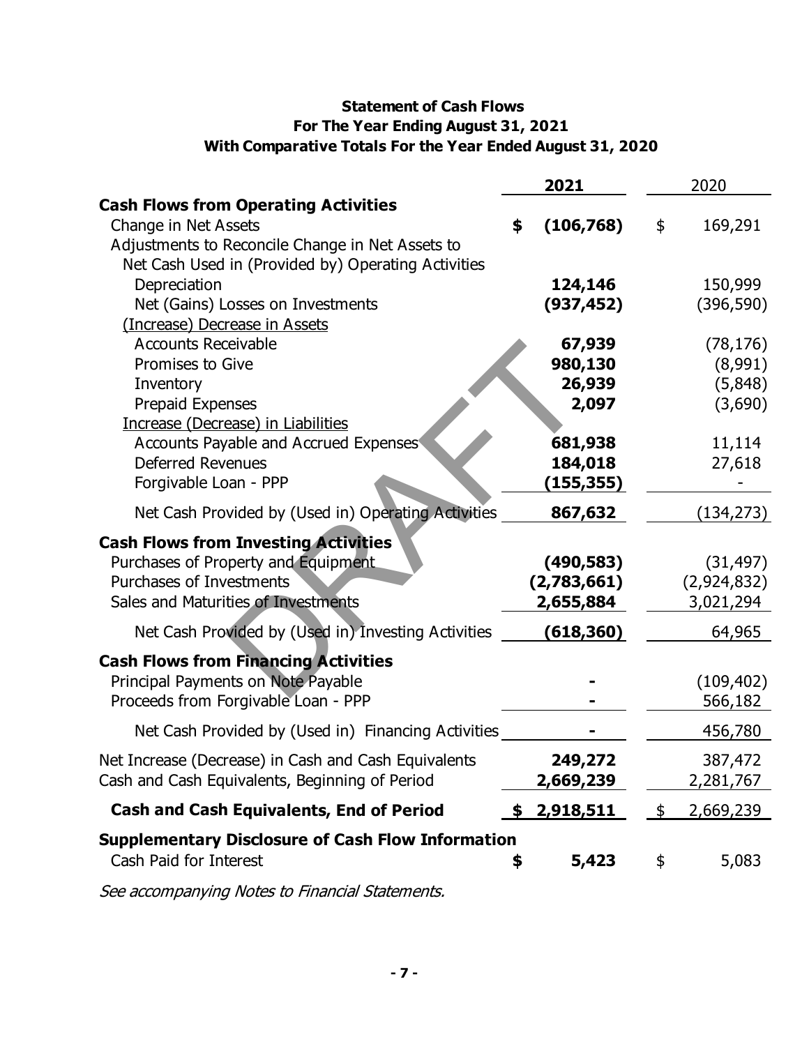## Statement of Cash Flows
### For The Year Ending August 31, 2021
### With Comparative Totals For the Year Ended August 31, 2020

| | 2021 | 2020 |
|---|---|---|
| **Cash Flows from Operating Activities** | | |
| Change in Net Assets | **$ (106,768)** | $ 169,291 |
| Adjustments to Reconcile Change in Net Assets to Net Cash Used in (Provided by) Operating Activities | | |
| Depreciation | **124,146** | 150,999 |
| Net (Gains) Losses on Investments | **(937,452)** | (396,590) |
| (Increase) Decrease in Assets | | |
| Accounts Receivable | **67,939** | (78,176) |
| Promises to Give | **980,130** | (8,991) |
| Inventory | **26,939** | (5,848) |
| Prepaid Expenses | **2,097** | (3,690) |
| Increase (Decrease) in Liabilities | | |
| Accounts Payable and Accrued Expenses | **681,938** | 11,114 |
| Deferred Revenues | **184,018** | 27,618 |
| Forgivable Loan - PPP | **(155,355)** | - |
| Net Cash Provided by (Used in) Operating Activities | **867,632** | (134,273) |
| **Cash Flows from Investing Activities** | | |
| Purchases of Property and Equipment | **(490,583)** | (31,497) |
| Purchases of Investments | **(2,783,661)** | (2,924,832) |
| Sales and Maturities of Investments | **2,655,884** | 3,021,294 |
| Net Cash Provided by (Used in) Investing Activities | **(618,360)** | 64,965 |
| **Cash Flows from Financing Activities** | | |
| Principal Payments on Note Payable | **-** | (109,402) |
| Proceeds from Forgivable Loan - PPP | **-** | 566,182 |
| Net Cash Provided by (Used in) Financing Activities | **-** | 456,780 |
| Net Increase (Decrease) in Cash and Cash Equivalents | **249,272** | 387,472 |
| Cash and Cash Equivalents, Beginning of Period | **2,669,239** | 2,281,767 |
| **Cash and Cash Equivalents, End of Period** | **$ 2,918,511** | $ 2,669,239 |
| **Supplementary Disclosure of Cash Flow Information** | | |
| Cash Paid for Interest | **$ 5,423** | $ 5,083 |

*See accompanying Notes to Financial Statements.*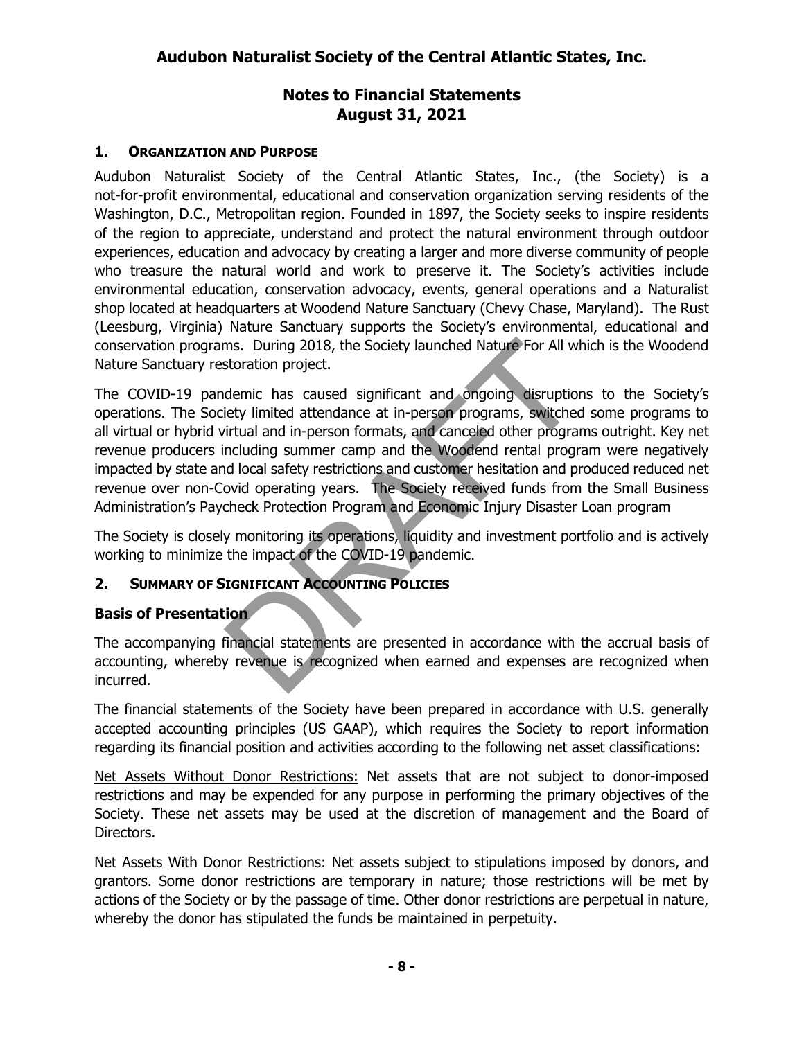# Audubon Naturalist Society of the Central Atlantic States, Inc.

## Notes to Financial Statements
## August 31, 2021

### 1. Organization and Purpose

Audubon Naturalist Society of the Central Atlantic States, Inc., (the Society) is a not-for-profit environmental, educational and conservation organization serving residents of the Washington, D.C., Metropolitan region. Founded in 1897, the Society seeks to inspire residents of the region to appreciate, understand and protect the natural environment through outdoor experiences, education and advocacy by creating a larger and more diverse community of people who treasure the natural world and work to preserve it. The Society's activities include environmental education, conservation advocacy, events, general operations and a Naturalist shop located at headquarters at Woodend Nature Sanctuary (Chevy Chase, Maryland). The Rust (Leesburg, Virginia) Nature Sanctuary supports the Society's environmental, educational and conservation programs. During 2018, the Society launched Nature For All which is the Woodend Nature Sanctuary restoration project.

The COVID-19 pandemic has caused significant and ongoing disruptions to the Society's operations. The Society limited attendance at in-person programs, switched some programs to all virtual or hybrid virtual and in-person formats, and canceled other programs outright. Key net revenue producers including summer camp and the Woodend rental program were negatively impacted by state and local safety restrictions and customer hesitation and produced reduced net revenue over non-Covid operating years. The Society received funds from the Small Business Administration's Paycheck Protection Program and Economic Injury Disaster Loan program

The Society is closely monitoring its operations, liquidity and investment portfolio and is actively working to minimize the impact of the COVID-19 pandemic.

### 2. Summary of Significant Accounting Policies

#### Basis of Presentation

The accompanying financial statements are presented in accordance with the accrual basis of accounting, whereby revenue is recognized when earned and expenses are recognized when incurred.

The financial statements of the Society have been prepared in accordance with U.S. generally accepted accounting principles (US GAAP), which requires the Society to report information regarding its financial position and activities according to the following net asset classifications:

Net Assets Without Donor Restrictions: Net assets that are not subject to donor-imposed restrictions and may be expended for any purpose in performing the primary objectives of the Society. These net assets may be used at the discretion of management and the Board of Directors.

Net Assets With Donor Restrictions: Net assets subject to stipulations imposed by donors, and grantors. Some donor restrictions are temporary in nature; those restrictions will be met by actions of the Society or by the passage of time. Other donor restrictions are perpetual in nature, whereby the donor has stipulated the funds be maintained in perpetuity.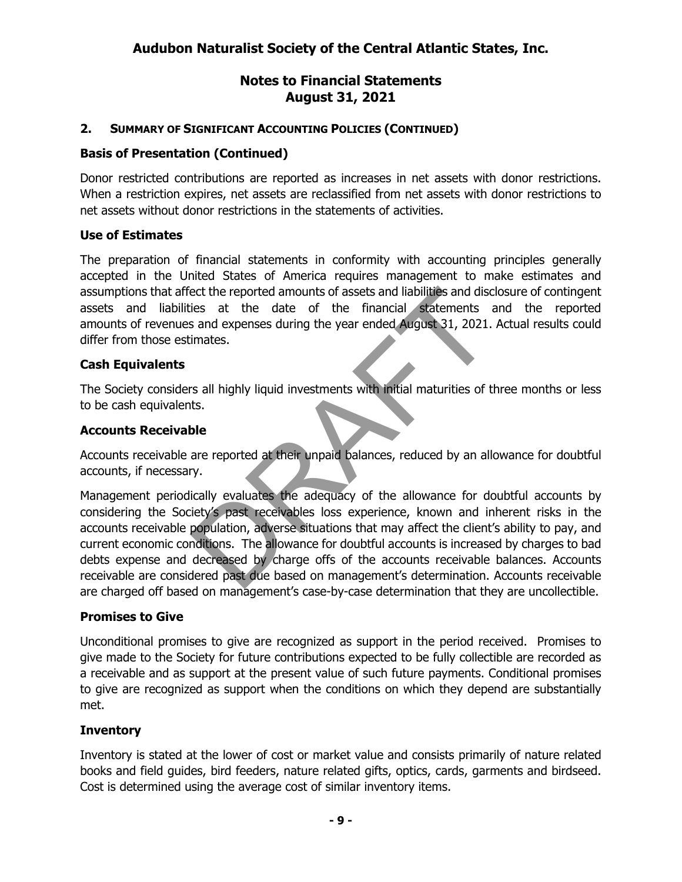# Audubon Naturalist Society of the Central Atlantic States, Inc.

## Notes to Financial Statements
## August 31, 2021

### 2. SUMMARY OF SIGNIFICANT ACCOUNTING POLICIES (CONTINUED)

**Basis of Presentation (Continued)**

Donor restricted contributions are reported as increases in net assets with donor restrictions. When a restriction expires, net assets are reclassified from net assets with donor restrictions to net assets without donor restrictions in the statements of activities.

**Use of Estimates**

The preparation of financial statements in conformity with accounting principles generally accepted in the United States of America requires management to make estimates and assumptions that affect the reported amounts of assets and liabilities and disclosure of contingent assets and liabilities at the date of the financial statements and the reported amounts of revenues and expenses during the year ended August 31, 2021. Actual results could differ from those estimates.

**Cash Equivalents**

The Society considers all highly liquid investments with initial maturities of three months or less to be cash equivalents.

**Accounts Receivable**

Accounts receivable are reported at their unpaid balances, reduced by an allowance for doubtful accounts, if necessary.

Management periodically evaluates the adequacy of the allowance for doubtful accounts by considering the Society's past receivables loss experience, known and inherent risks in the accounts receivable population, adverse situations that may affect the client's ability to pay, and current economic conditions. The allowance for doubtful accounts is increased by charges to bad debts expense and decreased by charge offs of the accounts receivable balances. Accounts receivable are considered past due based on management's determination. Accounts receivable are charged off based on management's case-by-case determination that they are uncollectible.

**Promises to Give**

Unconditional promises to give are recognized as support in the period received. Promises to give made to the Society for future contributions expected to be fully collectible are recorded as a receivable and as support at the present value of such future payments. Conditional promises to give are recognized as support when the conditions on which they depend are substantially met.

**Inventory**

Inventory is stated at the lower of cost or market value and consists primarily of nature related books and field guides, bird feeders, nature related gifts, optics, cards, garments and birdseed. Cost is determined using the average cost of similar inventory items.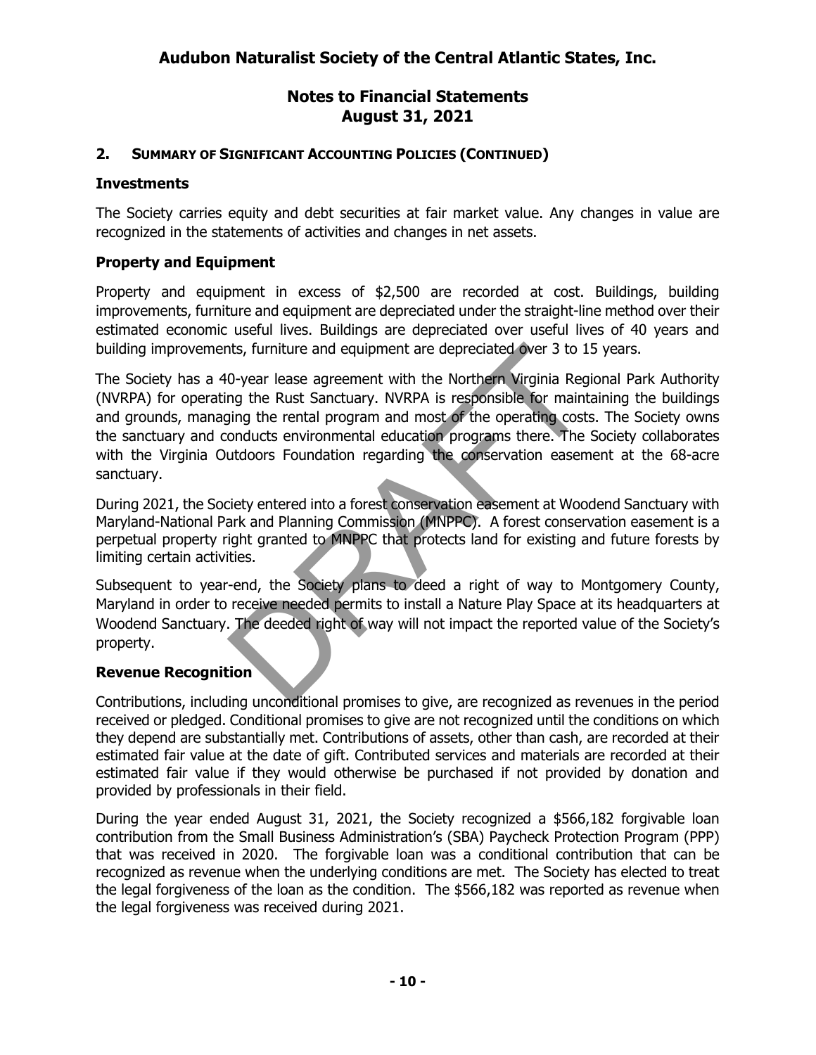## 2. SUMMARY OF SIGNIFICANT ACCOUNTING POLICIES (CONTINUED)

### Investments

The Society carries equity and debt securities at fair market value. Any changes in value are recognized in the statements of activities and changes in net assets.

### Property and Equipment

Property and equipment in excess of $2,500 are recorded at cost. Buildings, building improvements, furniture and equipment are depreciated under the straight-line method over their estimated economic useful lives. Buildings are depreciated over useful lives of 40 years and building improvements, furniture and equipment are depreciated over 3 to 15 years.

The Society has a 40-year lease agreement with the Northern Virginia Regional Park Authority (NVRPA) for operating the Rust Sanctuary. NVRPA is responsible for maintaining the buildings and grounds, managing the rental program and most of the operating costs. The Society owns the sanctuary and conducts environmental education programs there. The Society collaborates with the Virginia Outdoors Foundation regarding the conservation easement at the 68-acre sanctuary.

During 2021, the Society entered into a forest conservation easement at Woodend Sanctuary with Maryland-National Park and Planning Commission (MNPPC). A forest conservation easement is a perpetual property right granted to MNPPC that protects land for existing and future forests by limiting certain activities.

Subsequent to year-end, the Society plans to deed a right of way to Montgomery County, Maryland in order to receive needed permits to install a Nature Play Space at its headquarters at Woodend Sanctuary. The deeded right of way will not impact the reported value of the Society's property.

### Revenue Recognition

Contributions, including unconditional promises to give, are recognized as revenues in the period received or pledged. Conditional promises to give are not recognized until the conditions on which they depend are substantially met. Contributions of assets, other than cash, are recorded at their estimated fair value at the date of gift. Contributed services and materials are recorded at their estimated fair value if they would otherwise be purchased if not provided by donation and provided by professionals in their field.

During the year ended August 31, 2021, the Society recognized a $566,182 forgivable loan contribution from the Small Business Administration's (SBA) Paycheck Protection Program (PPP) that was received in 2020. The forgivable loan was a conditional contribution that can be recognized as revenue when the underlying conditions are met. The Society has elected to treat the legal forgiveness of the loan as the condition. The $566,182 was reported as revenue when the legal forgiveness was received during 2021.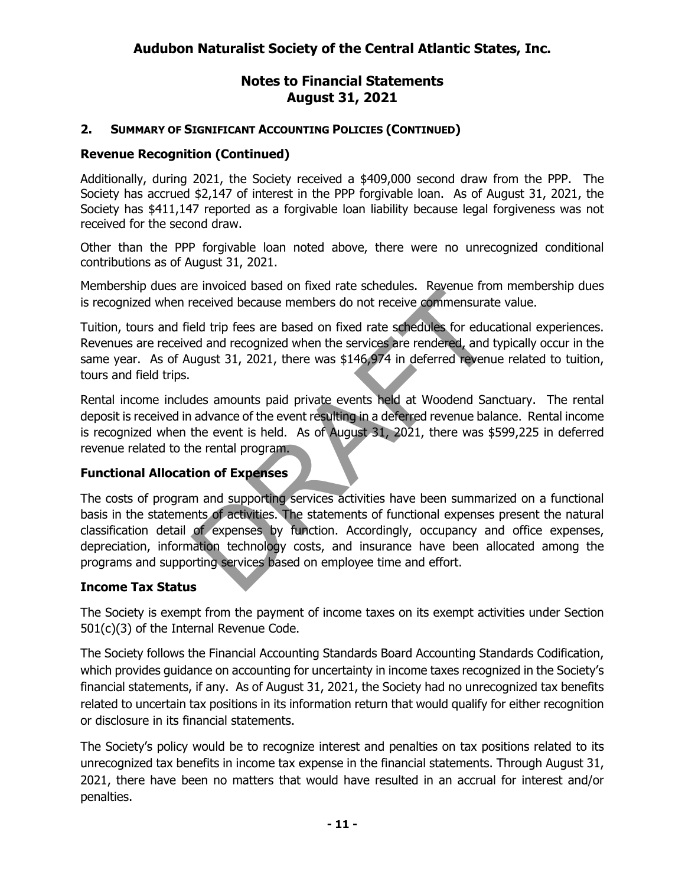## 2. SUMMARY OF SIGNIFICANT ACCOUNTING POLICIES (CONTINUED)

### Revenue Recognition (Continued)

Additionally, during 2021, the Society received a $409,000 second draw from the PPP. The Society has accrued $2,147 of interest in the PPP forgivable loan. As of August 31, 2021, the Society has $411,147 reported as a forgivable loan liability because legal forgiveness was not received for the second draw.

Other than the PPP forgivable loan noted above, there were no unrecognized conditional contributions as of August 31, 2021.

Membership dues are invoiced based on fixed rate schedules. Revenue from membership dues is recognized when received because members do not receive commensurate value.

Tuition, tours and field trip fees are based on fixed rate schedules for educational experiences. Revenues are received and recognized when the services are rendered, and typically occur in the same year. As of August 31, 2021, there was $146,974 in deferred revenue related to tuition, tours and field trips.

Rental income includes amounts paid private events held at Woodend Sanctuary. The rental deposit is received in advance of the event resulting in a deferred revenue balance. Rental income is recognized when the event is held. As of August 31, 2021, there was $599,225 in deferred revenue related to the rental program.

### Functional Allocation of Expenses

The costs of program and supporting services activities have been summarized on a functional basis in the statements of activities. The statements of functional expenses present the natural classification detail of expenses by function. Accordingly, occupancy and office expenses, depreciation, information technology costs, and insurance have been allocated among the programs and supporting services based on employee time and effort.

### Income Tax Status

The Society is exempt from the payment of income taxes on its exempt activities under Section 501(c)(3) of the Internal Revenue Code.

The Society follows the Financial Accounting Standards Board Accounting Standards Codification, which provides guidance on accounting for uncertainty in income taxes recognized in the Society's financial statements, if any. As of August 31, 2021, the Society had no unrecognized tax benefits related to uncertain tax positions in its information return that would qualify for either recognition or disclosure in its financial statements.

The Society's policy would be to recognize interest and penalties on tax positions related to its unrecognized tax benefits in income tax expense in the financial statements. Through August 31, 2021, there have been no matters that would have resulted in an accrual for interest and/or penalties.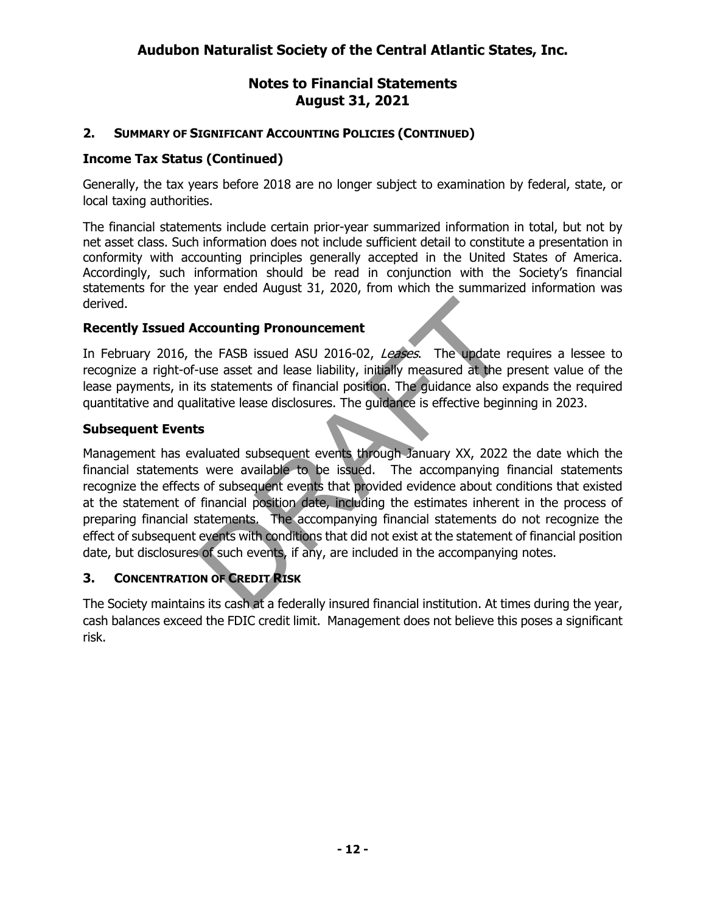## 2. SUMMARY OF SIGNIFICANT ACCOUNTING POLICIES (CONTINUED)

### Income Tax Status (Continued)

Generally, the tax years before 2018 are no longer subject to examination by federal, state, or local taxing authorities.

The financial statements include certain prior-year summarized information in total, but not by net asset class. Such information does not include sufficient detail to constitute a presentation in conformity with accounting principles generally accepted in the United States of America. Accordingly, such information should be read in conjunction with the Society's financial statements for the year ended August 31, 2020, from which the summarized information was derived.

### Recently Issued Accounting Pronouncement

In February 2016, the FASB issued ASU 2016-02, *Leases*. The update requires a lessee to recognize a right-of-use asset and lease liability, initially measured at the present value of the lease payments, in its statements of financial position. The guidance also expands the required quantitative and qualitative lease disclosures. The guidance is effective beginning in 2023.

### Subsequent Events

Management has evaluated subsequent events through January XX, 2022 the date which the financial statements were available to be issued. The accompanying financial statements recognize the effects of subsequent events that provided evidence about conditions that existed at the statement of financial position date, including the estimates inherent in the process of preparing financial statements. The accompanying financial statements do not recognize the effect of subsequent events with conditions that did not exist at the statement of financial position date, but disclosures of such events, if any, are included in the accompanying notes.

## 3. CONCENTRATION OF CREDIT RISK

The Society maintains its cash at a federally insured financial institution. At times during the year, cash balances exceed the FDIC credit limit. Management does not believe this poses a significant risk.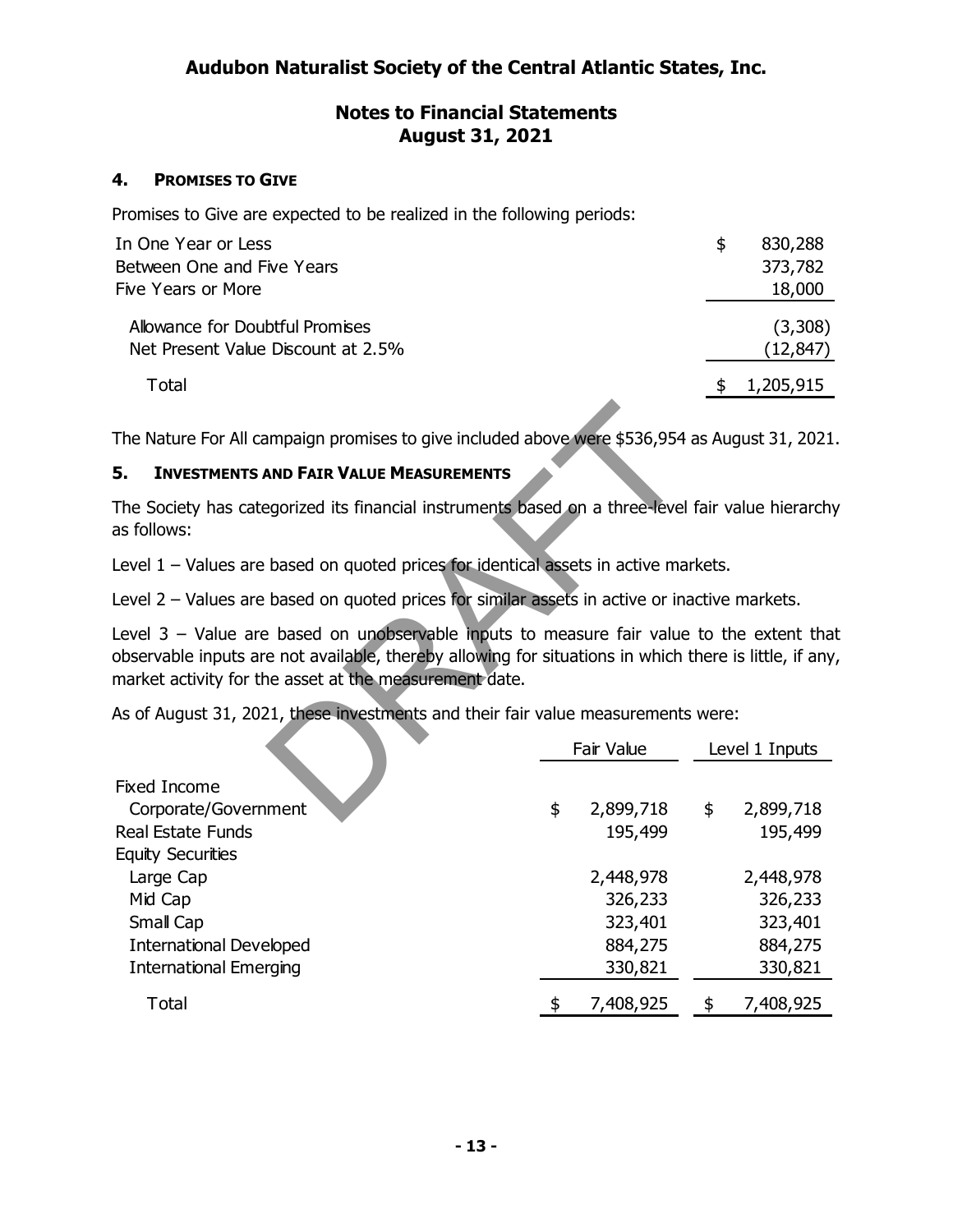# Audubon Naturalist Society of the Central Atlantic States, Inc.

## Notes to Financial Statements
## August 31, 2021

### 4. PROMISES TO GIVE

Promises to Give are expected to be realized in the following periods:

| | |
|---|---|
| In One Year or Less | $ 830,288 |
| Between One and Five Years | 373,782 |
| Five Years or More | 18,000 |
| Allowance for Doubtful Promises | (3,308) |
| Net Present Value Discount at 2.5% | (12,847) |
| Total | $ 1,205,915 |

The Nature For All campaign promises to give included above were $536,954 as August 31, 2021.

### 5. INVESTMENTS AND FAIR VALUE MEASUREMENTS

The Society has categorized its financial instruments based on a three-level fair value hierarchy as follows:

Level 1 – Values are based on quoted prices for identical assets in active markets.

Level 2 – Values are based on quoted prices for similar assets in active or inactive markets.

Level 3 – Value are based on unobservable inputs to measure fair value to the extent that observable inputs are not available, thereby allowing for situations in which there is little, if any, market activity for the asset at the measurement date.

As of August 31, 2021, these investments and their fair value measurements were:

| | Fair Value | Level 1 Inputs |
|---|---|---|
| Fixed Income | | |
| Corporate/Government | $ 2,899,718 | $ 2,899,718 |
| Real Estate Funds | 195,499 | 195,499 |
| Equity Securities | | |
| Large Cap | 2,448,978 | 2,448,978 |
| Mid Cap | 326,233 | 326,233 |
| Small Cap | 323,401 | 323,401 |
| International Developed | 884,275 | 884,275 |
| International Emerging | 330,821 | 330,821 |
| Total | $ 7,408,925 | $ 7,408,925 |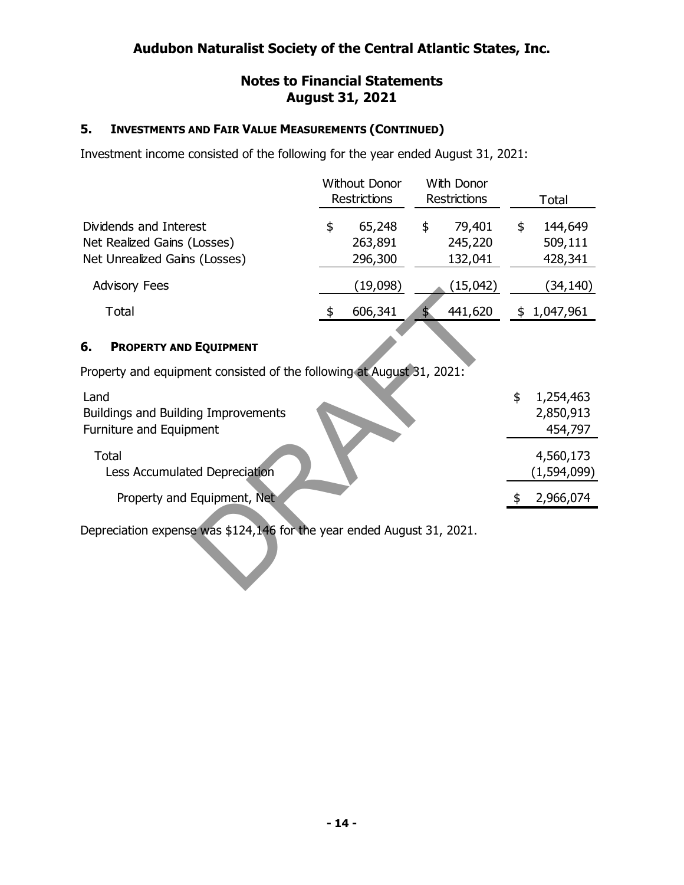## Audubon Naturalist Society of the Central Atlantic States, Inc.

## Notes to Financial Statements
## August 31, 2021

### 5. INVESTMENTS AND FAIR VALUE MEASUREMENTS (CONTINUED)

Investment income consisted of the following for the year ended August 31, 2021:

| | Without Donor Restrictions | With Donor Restrictions | Total |
|---|---|---|---|
| Dividends and Interest | $ 65,248 | $ 79,401 | $ 144,649 |
| Net Realized Gains (Losses) | 263,891 | 245,220 | 509,111 |
| Net Unrealized Gains (Losses) | 296,300 | 132,041 | 428,341 |
| Advisory Fees | (19,098) | (15,042) | (34,140) |
| Total | $ 606,341 | $ 441,620 | $ 1,047,961 |

### 6. PROPERTY AND EQUIPMENT

Property and equipment consisted of the following at August 31, 2021:

| | |
|---|---|
| Land | $ 1,254,463 |
| Buildings and Building Improvements | 2,850,913 |
| Furniture and Equipment | 454,797 |
| Total | 4,560,173 |
| Less Accumulated Depreciation | (1,594,099) |
| Property and Equipment, Net | $ 2,966,074 |

Depreciation expense was $124,146 for the year ended August 31, 2021.

DRAFT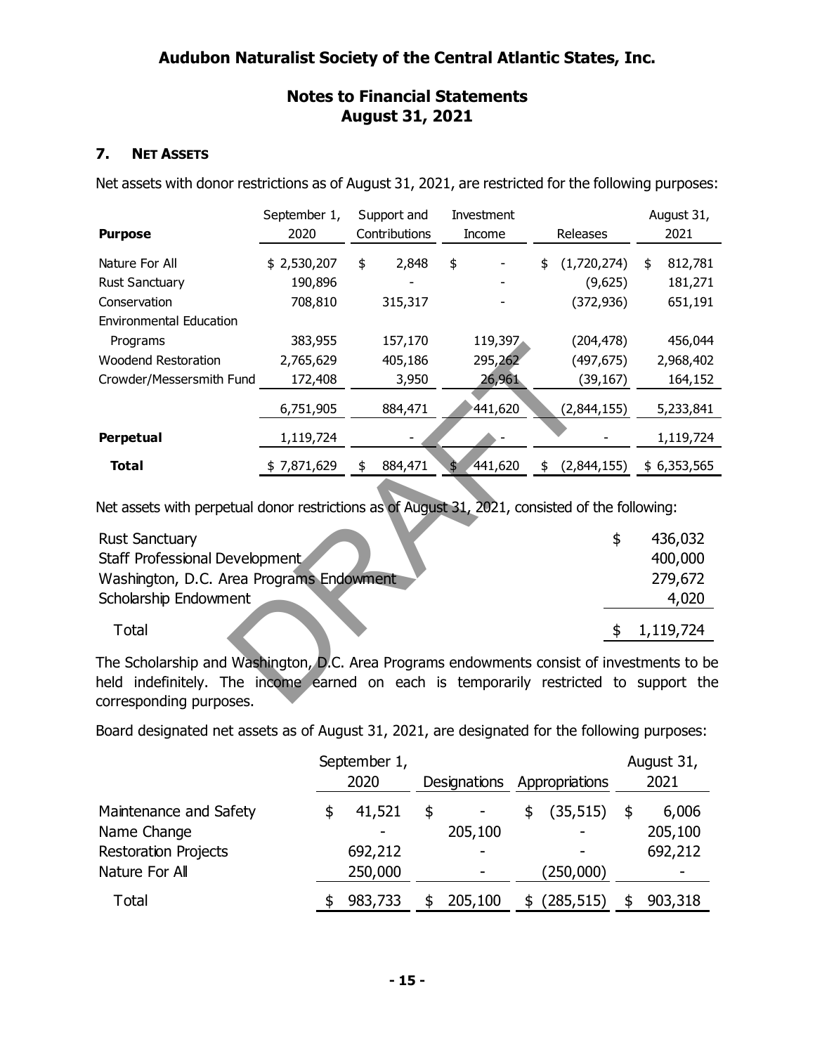# Audubon Naturalist Society of the Central Atlantic States, Inc.

## Notes to Financial Statements
## August 31, 2021

### 7. NET ASSETS

Net assets with donor restrictions as of August 31, 2021, are restricted for the following purposes:

| Purpose | September 1, 2020 | Support and Contributions | Investment Income | Releases | August 31, 2021 |
|---|---|---|---|---|---|
| Nature For All | $ 2,530,207 | $ 2,848 | $ - | $ (1,720,274) | $ 812,781 |
| Rust Sanctuary | 190,896 | - | - | (9,625) | 181,271 |
| Conservation | 708,810 | 315,317 | - | (372,936) | 651,191 |
| Environmental Education Programs | 383,955 | 157,170 | 119,397 | (204,478) | 456,044 |
| Woodend Restoration | 2,765,629 | 405,186 | 295,262 | (497,675) | 2,968,402 |
| Crowder/Messersmith Fund | 172,408 | 3,950 | 26,961 | (39,167) | 164,152 |
| | 6,751,905 | 884,471 | 441,620 | (2,844,155) | 5,233,841 |
| **Perpetual** | 1,119,724 | - | - | - | 1,119,724 |
| **Total** | $ 7,871,629 | $ 884,471 | $ 441,620 | $ (2,844,155) | $ 6,353,565 |

Net assets with perpetual donor restrictions as of August 31, 2021, consisted of the following:

| | |
|---|---|
| Rust Sanctuary | $ 436,032 |
| Staff Professional Development | 400,000 |
| Washington, D.C. Area Programs Endowment | 279,672 |
| Scholarship Endowment | 4,020 |
| Total | $ 1,119,724 |

The Scholarship and Washington, D.C. Area Programs endowments consist of investments to be held indefinitely. The income earned on each is temporarily restricted to support the corresponding purposes.

Board designated net assets as of August 31, 2021, are designated for the following purposes:

| | September 1, 2020 | Designations | Appropriations | August 31, 2021 |
|---|---|---|---|---|
| Maintenance and Safety | $ 41,521 | $ - | $ (35,515) | $ 6,006 |
| Name Change | - | 205,100 | - | 205,100 |
| Restoration Projects | 692,212 | - | - | 692,212 |
| Nature For All | 250,000 | - | (250,000) | - |
| Total | $ 983,733 | $ 205,100 | $ (285,515) | $ 903,318 |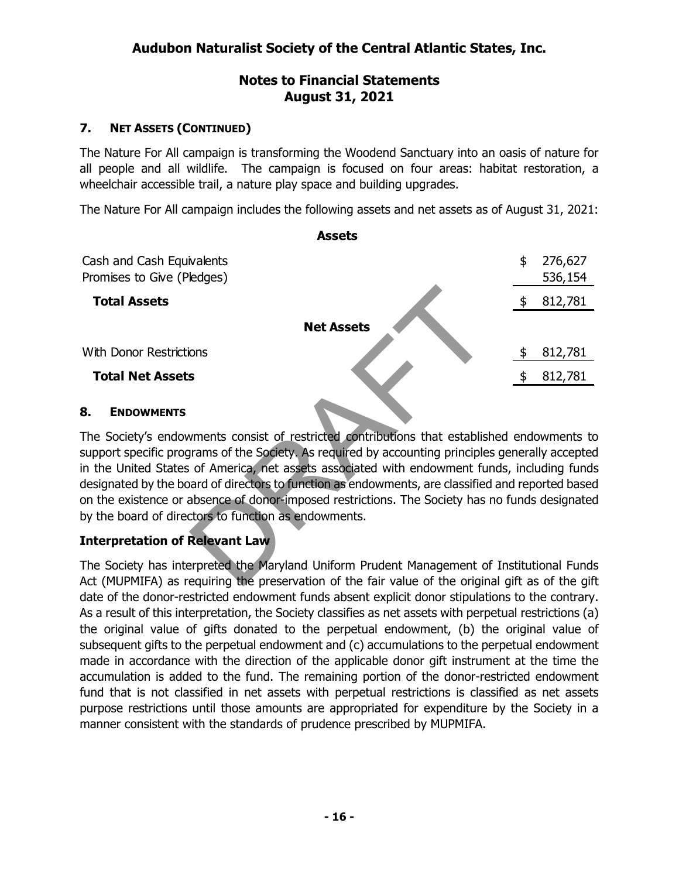## 7. NET ASSETS (CONTINUED)

The Nature For All campaign is transforming the Woodend Sanctuary into an oasis of nature for all people and all wildlife. The campaign is focused on four areas: habitat restoration, a wheelchair accessible trail, a nature play space and building upgrades.

The Nature For All campaign includes the following assets and net assets as of August 31, 2021:

| | |
|---|---|
| **Assets** | |
| Cash and Cash Equivalents | $ 276,627 |
| Promises to Give (Pledges) | 536,154 |
| **Total Assets** | $ 812,781 |
| **Net Assets** | |
| With Donor Restrictions | $ 812,781 |
| **Total Net Assets** | $ 812,781 |

## 8. ENDOWMENTS

The Society's endowments consist of restricted contributions that established endowments to support specific programs of the Society. As required by accounting principles generally accepted in the United States of America, net assets associated with endowment funds, including funds designated by the board of directors to function as endowments, are classified and reported based on the existence or absence of donor-imposed restrictions. The Society has no funds designated by the board of directors to function as endowments.

### Interpretation of Relevant Law

The Society has interpreted the Maryland Uniform Prudent Management of Institutional Funds Act (MUPMIFA) as requiring the preservation of the fair value of the original gift as of the gift date of the donor-restricted endowment funds absent explicit donor stipulations to the contrary. As a result of this interpretation, the Society classifies as net assets with perpetual restrictions (a) the original value of gifts donated to the perpetual endowment, (b) the original value of subsequent gifts to the perpetual endowment and (c) accumulations to the perpetual endowment made in accordance with the direction of the applicable donor gift instrument at the time the accumulation is added to the fund. The remaining portion of the donor-restricted endowment fund that is not classified in net assets with perpetual restrictions is classified as net assets purpose restrictions until those amounts are appropriated for expenditure by the Society in a manner consistent with the standards of prudence prescribed by MUPMIFA.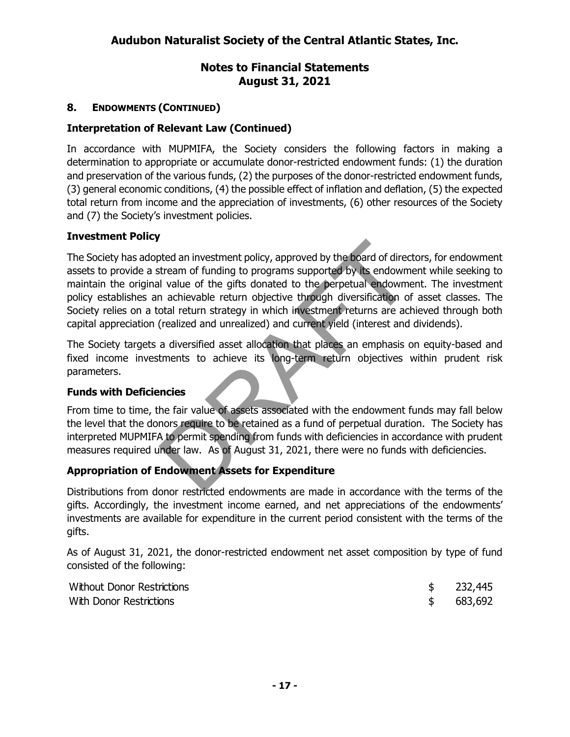## 8. ENDOWMENTS (CONTINUED)

### Interpretation of Relevant Law (Continued)

In accordance with MUPMIFA, the Society considers the following factors in making a determination to appropriate or accumulate donor-restricted endowment funds: (1) the duration and preservation of the various funds, (2) the purposes of the donor-restricted endowment funds, (3) general economic conditions, (4) the possible effect of inflation and deflation, (5) the expected total return from income and the appreciation of investments, (6) other resources of the Society and (7) the Society's investment policies.

### Investment Policy

The Society has adopted an investment policy, approved by the board of directors, for endowment assets to provide a stream of funding to programs supported by its endowment while seeking to maintain the original value of the gifts donated to the perpetual endowment. The investment policy establishes an achievable return objective through diversification of asset classes. The Society relies on a total return strategy in which investment returns are achieved through both capital appreciation (realized and unrealized) and current yield (interest and dividends).

The Society targets a diversified asset allocation that places an emphasis on equity-based and fixed income investments to achieve its long-term return objectives within prudent risk parameters.

### Funds with Deficiencies

From time to time, the fair value of assets associated with the endowment funds may fall below the level that the donors require to be retained as a fund of perpetual duration. The Society has interpreted MUPMIFA to permit spending from funds with deficiencies in accordance with prudent measures required under law. As of August 31, 2021, there were no funds with deficiencies.

### Appropriation of Endowment Assets for Expenditure

Distributions from donor restricted endowments are made in accordance with the terms of the gifts. Accordingly, the investment income earned, and net appreciations of the endowments' investments are available for expenditure in the current period consistent with the terms of the gifts.

As of August 31, 2021, the donor-restricted endowment net asset composition by type of fund consisted of the following:

| | |
|---|---|
| Without Donor Restrictions | $ 232,445 |
| With Donor Restrictions | $ 683,692 |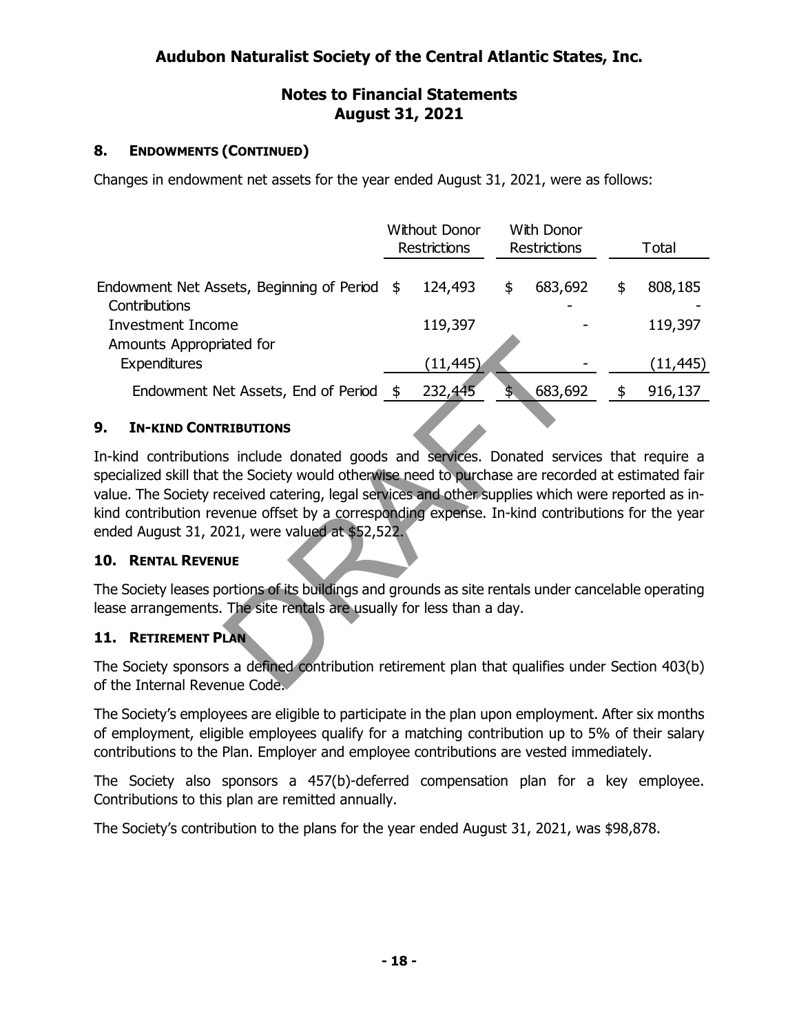# Audubon Naturalist Society of the Central Atlantic States, Inc.

## Notes to Financial Statements
## August 31, 2021

### 8. ENDOWMENTS (CONTINUED)

Changes in endowment net assets for the year ended August 31, 2021, were as follows:

| | Without Donor Restrictions | With Donor Restrictions | Total |
|---|---|---|---|
| Endowment Net Assets, Beginning of Period | $ 124,493 | $ 683,692 | $ 808,185 |
| Contributions | | - | - |
| Investment Income | 119,397 | - | 119,397 |
| Amounts Appropriated for Expenditures | (11,445) | - | (11,445) |
| Endowment Net Assets, End of Period | $ 232,445 | $ 683,692 | $ 916,137 |

### 9. IN-KIND CONTRIBUTIONS

In-kind contributions include donated goods and services. Donated services that require a specialized skill that the Society would otherwise need to purchase are recorded at estimated fair value. The Society received catering, legal services and other supplies which were reported as in-kind contribution revenue offset by a corresponding expense. In-kind contributions for the year ended August 31, 2021, were valued at $52,522.

### 10. RENTAL REVENUE

The Society leases portions of its buildings and grounds as site rentals under cancelable operating lease arrangements. The site rentals are usually for less than a day.

### 11. RETIREMENT PLAN

The Society sponsors a defined contribution retirement plan that qualifies under Section 403(b) of the Internal Revenue Code.

The Society's employees are eligible to participate in the plan upon employment. After six months of employment, eligible employees qualify for a matching contribution up to 5% of their salary contributions to the Plan. Employer and employee contributions are vested immediately.

The Society also sponsors a 457(b)-deferred compensation plan for a key employee. Contributions to this plan are remitted annually.

The Society's contribution to the plans for the year ended August 31, 2021, was $98,878.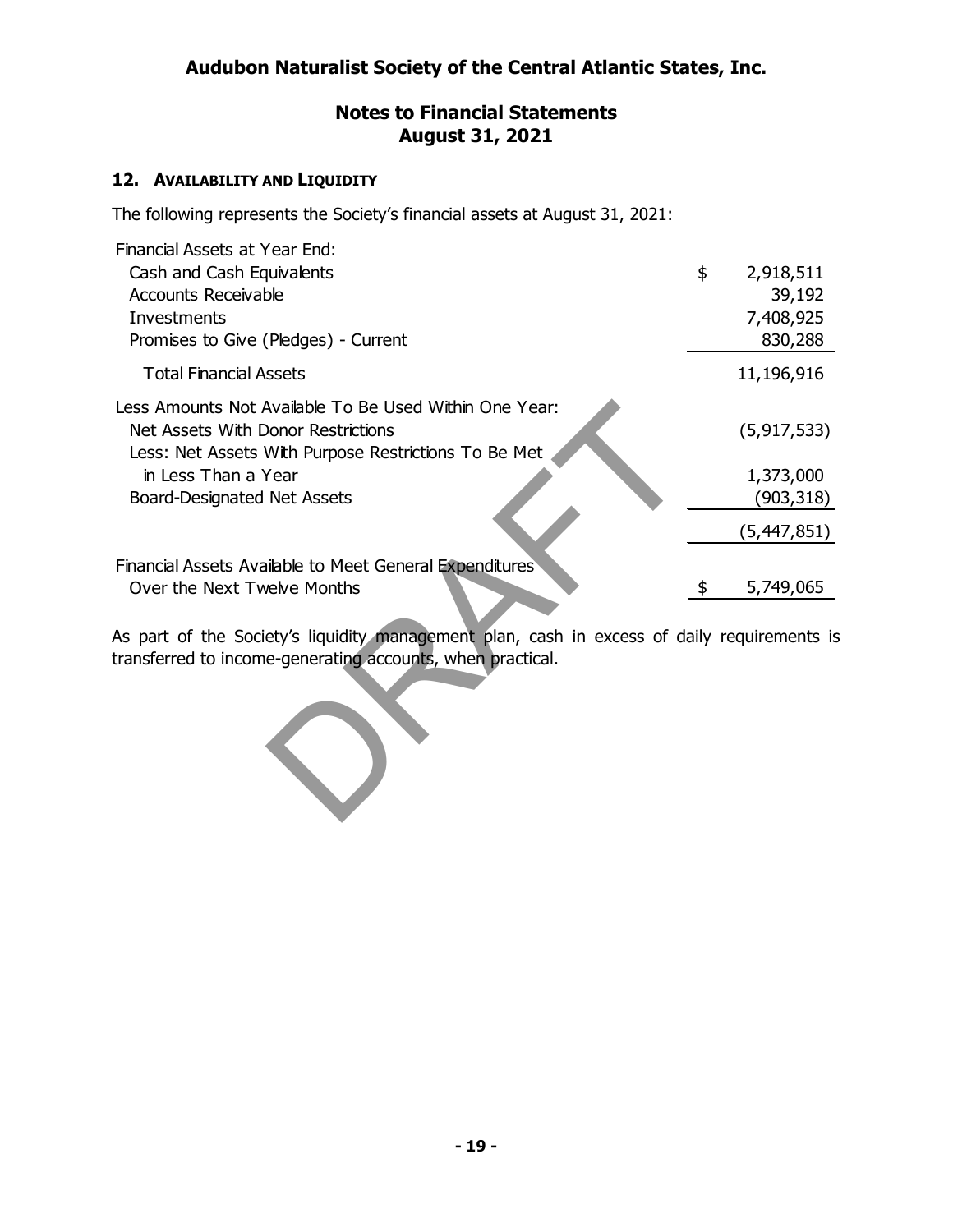# Audubon Naturalist Society of the Central Atlantic States, Inc.

## Notes to Financial Statements
## August 31, 2021

### 12. AVAILABILITY AND LIQUIDITY

The following represents the Society's financial assets at August 31, 2021:

| | |
|---|---|
| Financial Assets at Year End: | |
| Cash and Cash Equivalents | $ 2,918,511 |
| Accounts Receivable | 39,192 |
| Investments | 7,408,925 |
| Promises to Give (Pledges) - Current | 830,288 |
| Total Financial Assets | 11,196,916 |
| Less Amounts Not Available To Be Used Within One Year: | |
| Net Assets With Donor Restrictions | (5,917,533) |
| Less: Net Assets With Purpose Restrictions To Be Met in Less Than a Year | 1,373,000 |
| Board-Designated Net Assets | (903,318) |
| | (5,447,851) |
| Financial Assets Available to Meet General Expenditures Over the Next Twelve Months | $ 5,749,065 |

As part of the Society's liquidity management plan, cash in excess of daily requirements is transferred to income-generating accounts, when practical.

DRAFT